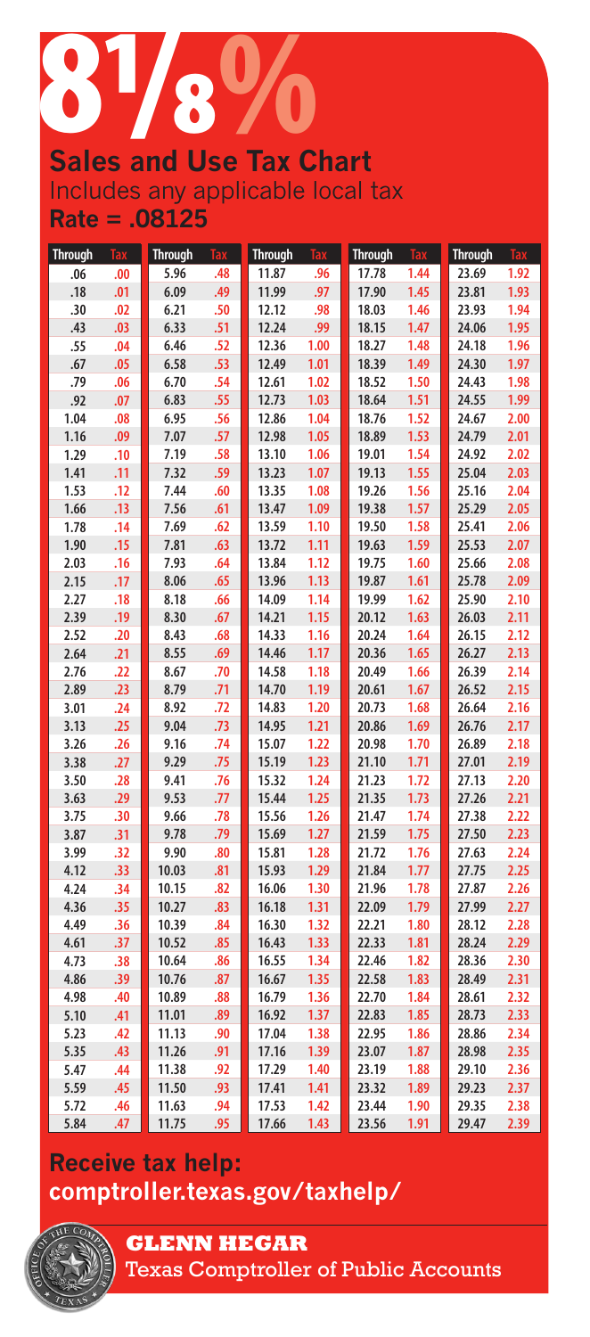# 8 1/8 %

## Sales and Use Tax Chart

Includes any applicable local tax

**Rate = .08125**

| Through | Tax | Through | Tax | Through | Tax | Through | Tax | Through | Tax |
|---|---|---|---|---|---|---|---|---|---|
| .06 | .00 | 5.96 | .48 | 11.87 | .96 | 17.78 | 1.44 | 23.69 | 1.92 |
| .18 | .01 | 6.09 | .49 | 11.99 | .97 | 17.90 | 1.45 | 23.81 | 1.93 |
| .30 | .02 | 6.21 | .50 | 12.12 | .98 | 18.03 | 1.46 | 23.93 | 1.94 |
| .43 | .03 | 6.33 | .51 | 12.24 | .99 | 18.15 | 1.47 | 24.06 | 1.95 |
| .55 | .04 | 6.46 | .52 | 12.36 | 1.00 | 18.27 | 1.48 | 24.18 | 1.96 |
| .67 | .05 | 6.58 | .53 | 12.49 | 1.01 | 18.39 | 1.49 | 24.30 | 1.97 |
| .79 | .06 | 6.70 | .54 | 12.61 | 1.02 | 18.52 | 1.50 | 24.43 | 1.98 |
| .92 | .07 | 6.83 | .55 | 12.73 | 1.03 | 18.64 | 1.51 | 24.55 | 1.99 |
| 1.04 | .08 | 6.95 | .56 | 12.86 | 1.04 | 18.76 | 1.52 | 24.67 | 2.00 |
| 1.16 | .09 | 7.07 | .57 | 12.98 | 1.05 | 18.89 | 1.53 | 24.79 | 2.01 |
| 1.29 | .10 | 7.19 | .58 | 13.10 | 1.06 | 19.01 | 1.54 | 24.92 | 2.02 |
| 1.41 | .11 | 7.32 | .59 | 13.23 | 1.07 | 19.13 | 1.55 | 25.04 | 2.03 |
| 1.53 | .12 | 7.44 | .60 | 13.35 | 1.08 | 19.26 | 1.56 | 25.16 | 2.04 |
| 1.66 | .13 | 7.56 | .61 | 13.47 | 1.09 | 19.38 | 1.57 | 25.29 | 2.05 |
| 1.78 | .14 | 7.69 | .62 | 13.59 | 1.10 | 19.50 | 1.58 | 25.41 | 2.06 |
| 1.90 | .15 | 7.81 | .63 | 13.72 | 1.11 | 19.63 | 1.59 | 25.53 | 2.07 |
| 2.03 | .16 | 7.93 | .64 | 13.84 | 1.12 | 19.75 | 1.60 | 25.66 | 2.08 |
| 2.15 | .17 | 8.06 | .65 | 13.96 | 1.13 | 19.87 | 1.61 | 25.78 | 2.09 |
| 2.27 | .18 | 8.18 | .66 | 14.09 | 1.14 | 19.99 | 1.62 | 25.90 | 2.10 |
| 2.39 | .19 | 8.30 | .67 | 14.21 | 1.15 | 20.12 | 1.63 | 26.03 | 2.11 |
| 2.52 | .20 | 8.43 | .68 | 14.33 | 1.16 | 20.24 | 1.64 | 26.15 | 2.12 |
| 2.64 | .21 | 8.55 | .69 | 14.46 | 1.17 | 20.36 | 1.65 | 26.27 | 2.13 |
| 2.76 | .22 | 8.67 | .70 | 14.58 | 1.18 | 20.49 | 1.66 | 26.39 | 2.14 |
| 2.89 | .23 | 8.79 | .71 | 14.70 | 1.19 | 20.61 | 1.67 | 26.52 | 2.15 |
| 3.01 | .24 | 8.92 | .72 | 14.83 | 1.20 | 20.73 | 1.68 | 26.64 | 2.16 |
| 3.13 | .25 | 9.04 | .73 | 14.95 | 1.21 | 20.86 | 1.69 | 26.76 | 2.17 |
| 3.26 | .26 | 9.16 | .74 | 15.07 | 1.22 | 20.98 | 1.70 | 26.89 | 2.18 |
| 3.38 | .27 | 9.29 | .75 | 15.19 | 1.23 | 21.10 | 1.71 | 27.01 | 2.19 |
| 3.50 | .28 | 9.41 | .76 | 15.32 | 1.24 | 21.23 | 1.72 | 27.13 | 2.20 |
| 3.63 | .29 | 9.53 | .77 | 15.44 | 1.25 | 21.35 | 1.73 | 27.26 | 2.21 |
| 3.75 | .30 | 9.66 | .78 | 15.56 | 1.26 | 21.47 | 1.74 | 27.38 | 2.22 |
| 3.87 | .31 | 9.78 | .79 | 15.69 | 1.27 | 21.59 | 1.75 | 27.50 | 2.23 |
| 3.99 | .32 | 9.90 | .80 | 15.81 | 1.28 | 21.72 | 1.76 | 27.63 | 2.24 |
| 4.12 | .33 | 10.03 | .81 | 15.93 | 1.29 | 21.84 | 1.77 | 27.75 | 2.25 |
| 4.24 | .34 | 10.15 | .82 | 16.06 | 1.30 | 21.96 | 1.78 | 27.87 | 2.26 |
| 4.36 | .35 | 10.27 | .83 | 16.18 | 1.31 | 22.09 | 1.79 | 27.99 | 2.27 |
| 4.49 | .36 | 10.39 | .84 | 16.30 | 1.32 | 22.21 | 1.80 | 28.12 | 2.28 |
| 4.61 | .37 | 10.52 | .85 | 16.43 | 1.33 | 22.33 | 1.81 | 28.24 | 2.29 |
| 4.73 | .38 | 10.64 | .86 | 16.55 | 1.34 | 22.46 | 1.82 | 28.36 | 2.30 |
| 4.86 | .39 | 10.76 | .87 | 16.67 | 1.35 | 22.58 | 1.83 | 28.49 | 2.31 |
| 4.98 | .40 | 10.89 | .88 | 16.79 | 1.36 | 22.70 | 1.84 | 28.61 | 2.32 |
| 5.10 | .41 | 11.01 | .89 | 16.92 | 1.37 | 22.83 | 1.85 | 28.73 | 2.33 |
| 5.23 | .42 | 11.13 | .90 | 17.04 | 1.38 | 22.95 | 1.86 | 28.86 | 2.34 |
| 5.35 | .43 | 11.26 | .91 | 17.16 | 1.39 | 23.07 | 1.87 | 28.98 | 2.35 |
| 5.47 | .44 | 11.38 | .92 | 17.29 | 1.40 | 23.19 | 1.88 | 29.10 | 2.36 |
| 5.59 | .45 | 11.50 | .93 | 17.41 | 1.41 | 23.32 | 1.89 | 29.23 | 2.37 |
| 5.72 | .46 | 11.63 | .94 | 17.53 | 1.42 | 23.44 | 1.90 | 29.35 | 2.38 |
| 5.84 | .47 | 11.75 | .95 | 17.66 | 1.43 | 23.56 | 1.91 | 29.47 | 2.39 |

**Receive tax help:**
**comptroller.texas.gov/taxhelp/**

**GLENN HEGAR**
Texas Comptroller of Public Accounts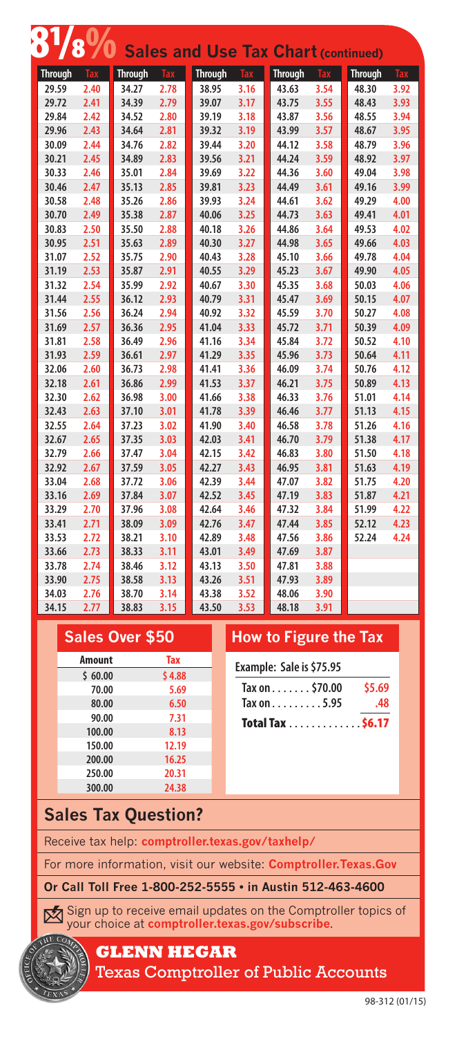# 8 1/8% Sales and Use Tax Chart (continued)

| Through | Tax | Through | Tax | Through | Tax | Through | Tax | Through | Tax |
|---|---|---|---|---|---|---|---|---|---|
| 29.59 | 2.40 | 34.27 | 2.78 | 38.95 | 3.16 | 43.63 | 3.54 | 48.30 | 3.92 |
| 29.72 | 2.41 | 34.39 | 2.79 | 39.07 | 3.17 | 43.75 | 3.55 | 48.43 | 3.93 |
| 29.84 | 2.42 | 34.52 | 2.80 | 39.19 | 3.18 | 43.87 | 3.56 | 48.55 | 3.94 |
| 29.96 | 2.43 | 34.64 | 2.81 | 39.32 | 3.19 | 43.99 | 3.57 | 48.67 | 3.95 |
| 30.09 | 2.44 | 34.76 | 2.82 | 39.44 | 3.20 | 44.12 | 3.58 | 48.79 | 3.96 |
| 30.21 | 2.45 | 34.89 | 2.83 | 39.56 | 3.21 | 44.24 | 3.59 | 48.92 | 3.97 |
| 30.33 | 2.46 | 35.01 | 2.84 | 39.69 | 3.22 | 44.36 | 3.60 | 49.04 | 3.98 |
| 30.46 | 2.47 | 35.13 | 2.85 | 39.81 | 3.23 | 44.49 | 3.61 | 49.16 | 3.99 |
| 30.58 | 2.48 | 35.26 | 2.86 | 39.93 | 3.24 | 44.61 | 3.62 | 49.29 | 4.00 |
| 30.70 | 2.49 | 35.38 | 2.87 | 40.06 | 3.25 | 44.73 | 3.63 | 49.41 | 4.01 |
| 30.83 | 2.50 | 35.50 | 2.88 | 40.18 | 3.26 | 44.86 | 3.64 | 49.53 | 4.02 |
| 30.95 | 2.51 | 35.63 | 2.89 | 40.30 | 3.27 | 44.98 | 3.65 | 49.66 | 4.03 |
| 31.07 | 2.52 | 35.75 | 2.90 | 40.43 | 3.28 | 45.10 | 3.66 | 49.78 | 4.04 |
| 31.19 | 2.53 | 35.87 | 2.91 | 40.55 | 3.29 | 45.23 | 3.67 | 49.90 | 4.05 |
| 31.32 | 2.54 | 35.99 | 2.92 | 40.67 | 3.30 | 45.35 | 3.68 | 50.03 | 4.06 |
| 31.44 | 2.55 | 36.12 | 2.93 | 40.79 | 3.31 | 45.47 | 3.69 | 50.15 | 4.07 |
| 31.56 | 2.56 | 36.24 | 2.94 | 40.92 | 3.32 | 45.59 | 3.70 | 50.27 | 4.08 |
| 31.69 | 2.57 | 36.36 | 2.95 | 41.04 | 3.33 | 45.72 | 3.71 | 50.39 | 4.09 |
| 31.81 | 2.58 | 36.49 | 2.96 | 41.16 | 3.34 | 45.84 | 3.72 | 50.52 | 4.10 |
| 31.93 | 2.59 | 36.61 | 2.97 | 41.29 | 3.35 | 45.96 | 3.73 | 50.64 | 4.11 |
| 32.06 | 2.60 | 36.73 | 2.98 | 41.41 | 3.36 | 46.09 | 3.74 | 50.76 | 4.12 |
| 32.18 | 2.61 | 36.86 | 2.99 | 41.53 | 3.37 | 46.21 | 3.75 | 50.89 | 4.13 |
| 32.30 | 2.62 | 36.98 | 3.00 | 41.66 | 3.38 | 46.33 | 3.76 | 51.01 | 4.14 |
| 32.43 | 2.63 | 37.10 | 3.01 | 41.78 | 3.39 | 46.46 | 3.77 | 51.13 | 4.15 |
| 32.55 | 2.64 | 37.23 | 3.02 | 41.90 | 3.40 | 46.58 | 3.78 | 51.26 | 4.16 |
| 32.67 | 2.65 | 37.35 | 3.03 | 42.03 | 3.41 | 46.70 | 3.79 | 51.38 | 4.17 |
| 32.79 | 2.66 | 37.47 | 3.04 | 42.15 | 3.42 | 46.83 | 3.80 | 51.50 | 4.18 |
| 32.92 | 2.67 | 37.59 | 3.05 | 42.27 | 3.43 | 46.95 | 3.81 | 51.63 | 4.19 |
| 33.04 | 2.68 | 37.72 | 3.06 | 42.39 | 3.44 | 47.07 | 3.82 | 51.75 | 4.20 |
| 33.16 | 2.69 | 37.84 | 3.07 | 42.52 | 3.45 | 47.19 | 3.83 | 51.87 | 4.21 |
| 33.29 | 2.70 | 37.96 | 3.08 | 42.64 | 3.46 | 47.32 | 3.84 | 51.99 | 4.22 |
| 33.41 | 2.71 | 38.09 | 3.09 | 42.76 | 3.47 | 47.44 | 3.85 | 52.12 | 4.23 |
| 33.53 | 2.72 | 38.21 | 3.10 | 42.89 | 3.48 | 47.56 | 3.86 | 52.24 | 4.24 |
| 33.66 | 2.73 | 38.33 | 3.11 | 43.01 | 3.49 | 47.69 | 3.87 | | |
| 33.78 | 2.74 | 38.46 | 3.12 | 43.13 | 3.50 | 47.81 | 3.88 | | |
| 33.90 | 2.75 | 38.58 | 3.13 | 43.26 | 3.51 | 47.93 | 3.89 | | |
| 34.03 | 2.76 | 38.70 | 3.14 | 43.38 | 3.52 | 48.06 | 3.90 | | |
| 34.15 | 2.77 | 38.83 | 3.15 | 43.50 | 3.53 | 48.18 | 3.91 | | |

## Sales Over $50

| Amount | Tax |
|---|---|
| $ 60.00 | $ 4.88 |
| 70.00 | 5.69 |
| 80.00 | 6.50 |
| 90.00 | 7.31 |
| 100.00 | 8.13 |
| 150.00 | 12.19 |
| 200.00 | 16.25 |
| 250.00 | 20.31 |
| 300.00 | 24.38 |

## How to Figure the Tax

**Example: Sale is $75.95**

| | |
|---|---|
| Tax on . . . . . . . $70.00 | $5.69 |
| Tax on . . . . . . . . . 5.95 | .48 |
| **Total Tax . . . . . . . . . . . . .** | **$6.17** |

## Sales Tax Question?

Receive tax help: **comptroller.texas.gov/taxhelp/**

For more information, visit our website: **Comptroller.Texas.Gov**

**Or Call Toll Free 1-800-252-5555 • in Austin 512-463-4600**

Sign up to receive email updates on the Comptroller topics of your choice at **comptroller.texas.gov/subscribe**.

**GLENN HEGAR**

Texas Comptroller of Public Accounts

98-312 (01/15)